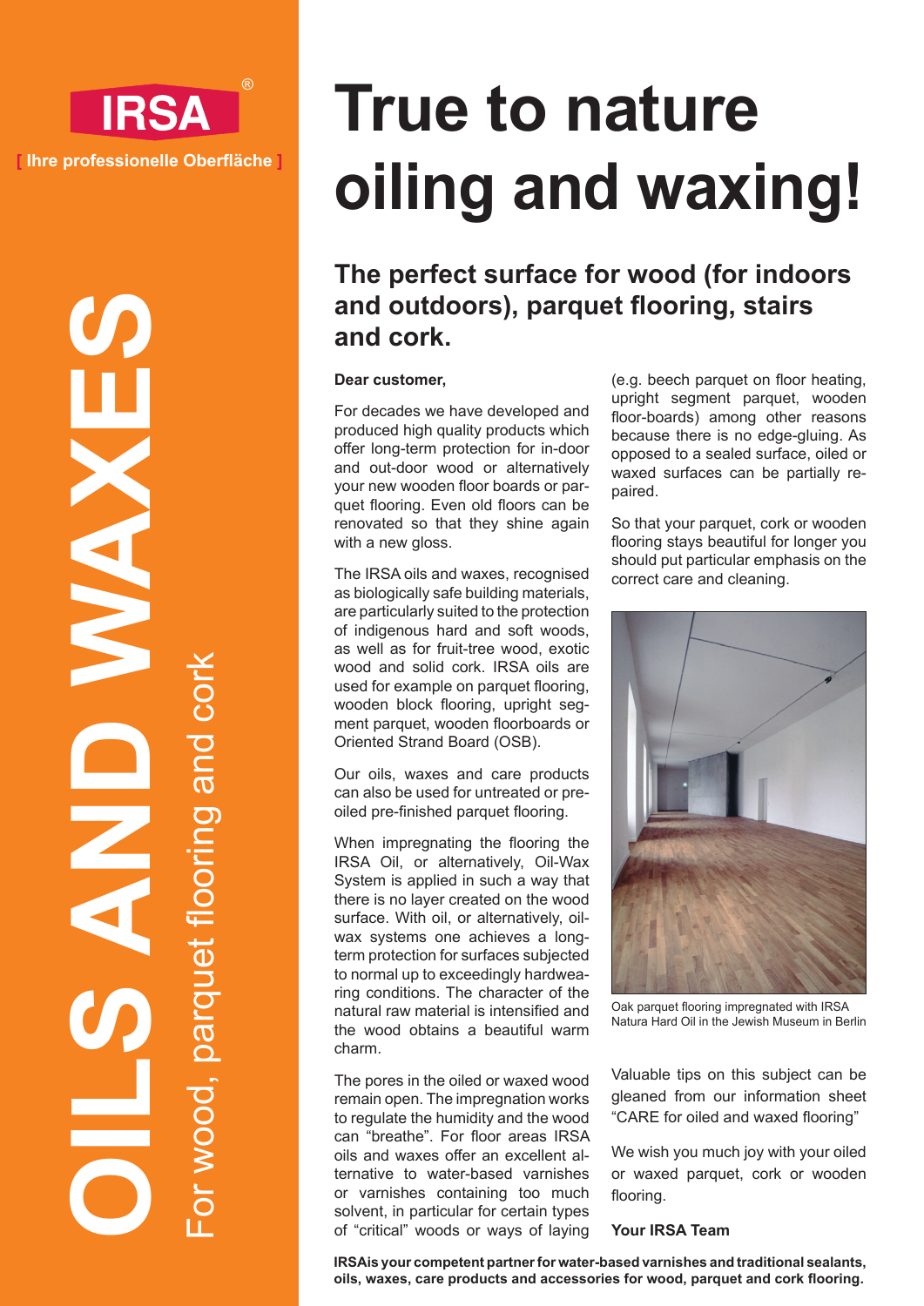IRSA®

[ Ihre professionelle Oberfläche ]

# OILS AND WAXES

For wood, parquet flooring and cork

# True to nature oiling and waxing!

## The perfect surface for wood (for indoors and outdoors), parquet flooring, stairs and cork.

**Dear customer,**

For decades we have developed and produced high quality products which offer long-term protection for in-door and out-door wood or alternatively your new wooden floor boards or parquet flooring. Even old floors can be renovated so that they shine again with a new gloss.

The IRSA oils and waxes, recognised as biologically safe building materials, are particularly suited to the protection of indigenous hard and soft woods, as well as for fruit-tree wood, exotic wood and solid cork. IRSA oils are used for example on parquet flooring, wooden block flooring, upright segment parquet, wooden floorboards or Oriented Strand Board (OSB).

Our oils, waxes and care products can also be used for untreated or pre-oiled pre-finished parquet flooring.

When impregnating the flooring the IRSA Oil, or alternatively, Oil-Wax System is applied in such a way that there is no layer created on the wood surface. With oil, or alternatively, oil-wax systems one achieves a long-term protection for surfaces subjected to normal up to exceedingly hardwearing conditions. The character of the natural raw material is intensified and the wood obtains a beautiful warm charm.

The pores in the oiled or waxed wood remain open. The impregnation works to regulate the humidity and the wood can "breathe". For floor areas IRSA oils and waxes offer an excellent alternative to water-based varnishes or varnishes containing too much solvent, in particular for certain types of "critical" woods or ways of laying (e.g. beech parquet on floor heating, upright segment parquet, wooden floor-boards) among other reasons because there is no edge-gluing. As opposed to a sealed surface, oiled or waxed surfaces can be partially repaired.

So that your parquet, cork or wooden flooring stays beautiful for longer you should put particular emphasis on the correct care and cleaning.

Oak parquet flooring impregnated with IRSA Natura Hard Oil in the Jewish Museum in Berlin

Valuable tips on this subject can be gleaned from our information sheet "CARE for oiled and waxed flooring"

We wish you much joy with your oiled or waxed parquet, cork or wooden flooring.

**Your IRSA Team**

**IRSAis your competent partner for water-based varnishes and traditional sealants, oils, waxes, care products and accessories for wood, parquet and cork flooring.**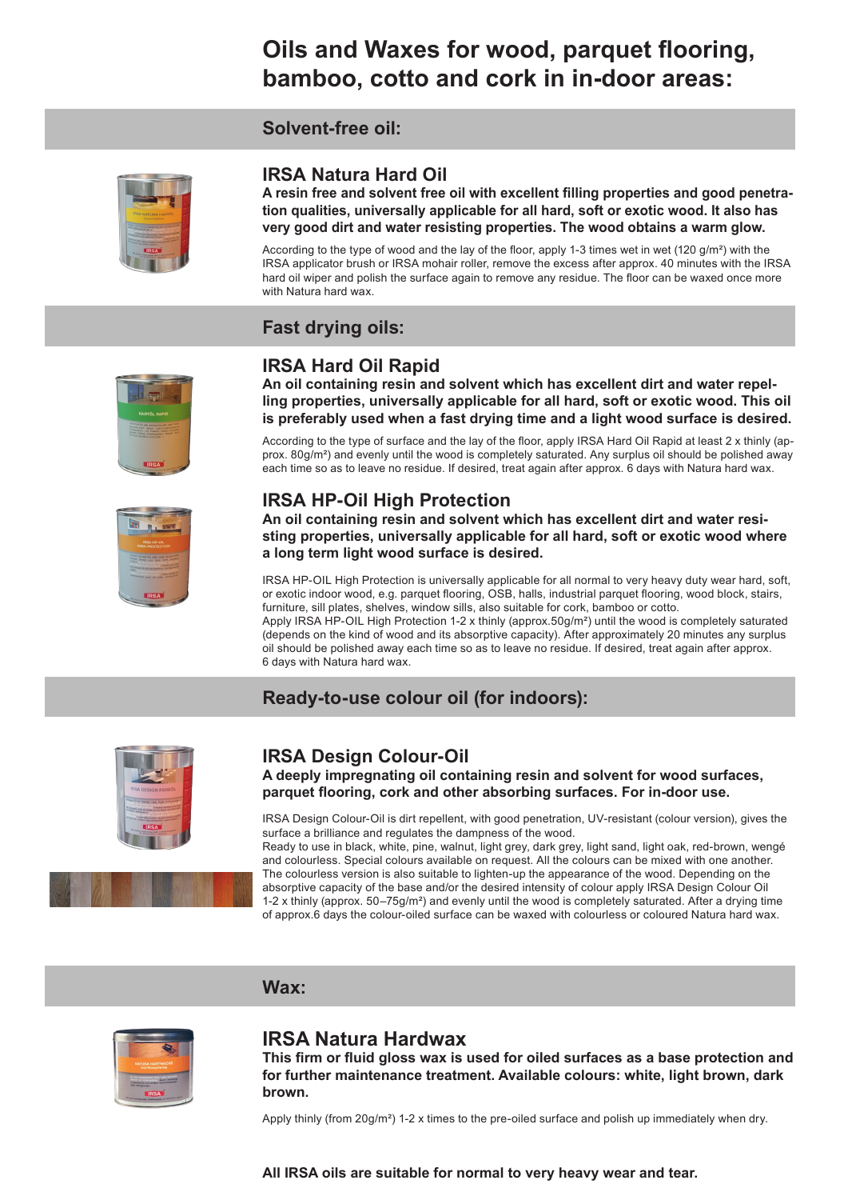# Oils and Waxes for wood, parquet flooring, bamboo, cotto and cork in in-door areas:

## Solvent-free oil:

### IRSA Natura Hard Oil

**A resin free and solvent free oil with excellent filling properties and good penetration qualities, universally applicable for all hard, soft or exotic wood. It also has very good dirt and water resisting properties. The wood obtains a warm glow.**

According to the type of wood and the lay of the floor, apply 1-3 times wet in wet (120 g/m²) with the IRSA applicator brush or IRSA mohair roller, remove the excess after approx. 40 minutes with the IRSA hard oil wiper and polish the surface again to remove any residue. The floor can be waxed once more with Natura hard wax.

## Fast drying oils:

### IRSA Hard Oil Rapid

**An oil containing resin and solvent which has excellent dirt and water repelling properties, universally applicable for all hard, soft or exotic wood. This oil is preferably used when a fast drying time and a light wood surface is desired.**

According to the type of surface and the lay of the floor, apply IRSA Hard Oil Rapid at least 2 x thinly (approx. 80g/m²) and evenly until the wood is completely saturated. Any surplus oil should be polished away each time so as to leave no residue. If desired, treat again after approx. 6 days with Natura hard wax.

### IRSA HP-Oil High Protection

**An oil containing resin and solvent which has excellent dirt and water resisting properties, universally applicable for all hard, soft or exotic wood where a long term light wood surface is desired.**

IRSA HP-OIL High Protection is universally applicable for all normal to very heavy duty wear hard, soft, or exotic indoor wood, e.g. parquet flooring, OSB, halls, industrial parquet flooring, wood block, stairs, furniture, sill plates, shelves, window sills, also suitable for cork, bamboo or cotto.
Apply IRSA HP-OIL High Protection 1-2 x thinly (approx.50g/m²) until the wood is completely saturated (depends on the kind of wood and its absorptive capacity). After approximately 20 minutes any surplus oil should be polished away each time so as to leave no residue. If desired, treat again after approx. 6 days with Natura hard wax.

## Ready-to-use colour oil (for indoors):

### IRSA Design Colour-Oil

**A deeply impregnating oil containing resin and solvent for wood surfaces, parquet flooring, cork and other absorbing surfaces. For in-door use.**

IRSA Design Colour-Oil is dirt repellent, with good penetration, UV-resistant (colour version), gives the surface a brilliance and regulates the dampness of the wood.
Ready to use in black, white, pine, walnut, light grey, dark grey, light sand, light oak, red-brown, wengé and colourless. Special colours available on request. All the colours can be mixed with one another. The colourless version is also suitable to lighten-up the appearance of the wood. Depending on the absorptive capacity of the base and/or the desired intensity of colour apply IRSA Design Colour Oil 1-2 x thinly (approx. 50–75g/m²) and evenly until the wood is completely saturated. After a drying time of approx.6 days the colour-oiled surface can be waxed with colourless or coloured Natura hard wax.

## Wax:

### IRSA Natura Hardwax

**This firm or fluid gloss wax is used for oiled surfaces as a base protection and for further maintenance treatment. Available colours: white, light brown, dark brown.**

Apply thinly (from 20g/m²) 1-2 x times to the pre-oiled surface and polish up immediately when dry.

**All IRSA oils are suitable for normal to very heavy wear and tear.**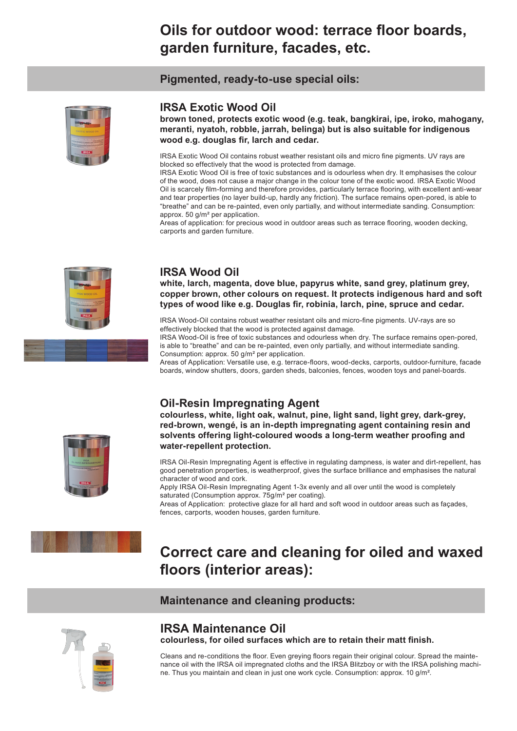# Oils for outdoor wood: terrace floor boards, garden furniture, facades, etc.

## Pigmented, ready-to-use special oils:

### IRSA Exotic Wood Oil

**brown toned, protects exotic wood (e.g. teak, bangkirai, ipe, iroko, mahogany, meranti, nyatoh, robble, jarrah, belinga) but is also suitable for indigenous wood e.g. douglas fir, larch and cedar.**

IRSA Exotic Wood Oil contains robust weather resistant oils and micro fine pigments. UV rays are blocked so effectively that the wood is protected from damage.

IRSA Exotic Wood Oil is free of toxic substances and is odourless when dry. It emphasises the colour of the wood, does not cause a major change in the colour tone of the exotic wood. IRSA Exotic Wood Oil is scarcely film-forming and therefore provides, particularly terrace flooring, with excellent anti-wear and tear properties (no layer build-up, hardly any friction). The surface remains open-pored, is able to "breathe" and can be re-painted, even only partially, and without intermediate sanding. Consumption: approx. 50 g/m² per application.

Areas of application: for precious wood in outdoor areas such as terrace flooring, wooden decking, carports and garden furniture.

### IRSA Wood Oil

**white, larch, magenta, dove blue, papyrus white, sand grey, platinum grey, copper brown, other colours on request. It protects indigenous hard and soft types of wood like e.g. Douglas fir, robinia, larch, pine, spruce and cedar.**

IRSA Wood-Oil contains robust weather resistant oils and micro-fine pigments. UV-rays are so effectively blocked that the wood is protected against damage.

IRSA Wood-Oil is free of toxic substances and odourless when dry. The surface remains open-pored, is able to "breathe" and can be re-painted, even only partially, and without intermediate sanding. Consumption: approx. 50 g/m² per application.

Areas of Application: Versatile use, e.g. terrace-floors, wood-decks, carports, outdoor-furniture, facade boards, window shutters, doors, garden sheds, balconies, fences, wooden toys and panel-boards.

### Oil-Resin Impregnating Agent

**colourless, white, light oak, walnut, pine, light sand, light grey, dark-grey, red-brown, wengé, is an in-depth impregnating agent containing resin and solvents offering light-coloured woods a long-term weather proofing and water-repellent protection.**

IRSA Oil-Resin Impregnating Agent is effective in regulating dampness, is water and dirt-repellent, has good penetration properties, is weatherproof, gives the surface brilliance and emphasises the natural character of wood and cork.

Apply IRSA Oil-Resin Impregnating Agent 1-3x evenly and all over until the wood is completely saturated (Consumption approx. 75g/m² per coating).

Areas of Application: protective glaze for all hard and soft wood in outdoor areas such as façades, fences, carports, wooden houses, garden furniture.

# Correct care and cleaning for oiled and waxed floors (interior areas):

## Maintenance and cleaning products:

### IRSA Maintenance Oil

**colourless, for oiled surfaces which are to retain their matt finish.**

Cleans and re-conditions the floor. Even greying floors regain their original colour. Spread the maintenance oil with the IRSA oil impregnated cloths and the IRSA Blitzboy or with the IRSA polishing machine. Thus you maintain and clean in just one work cycle. Consumption: approx. 10 g/m².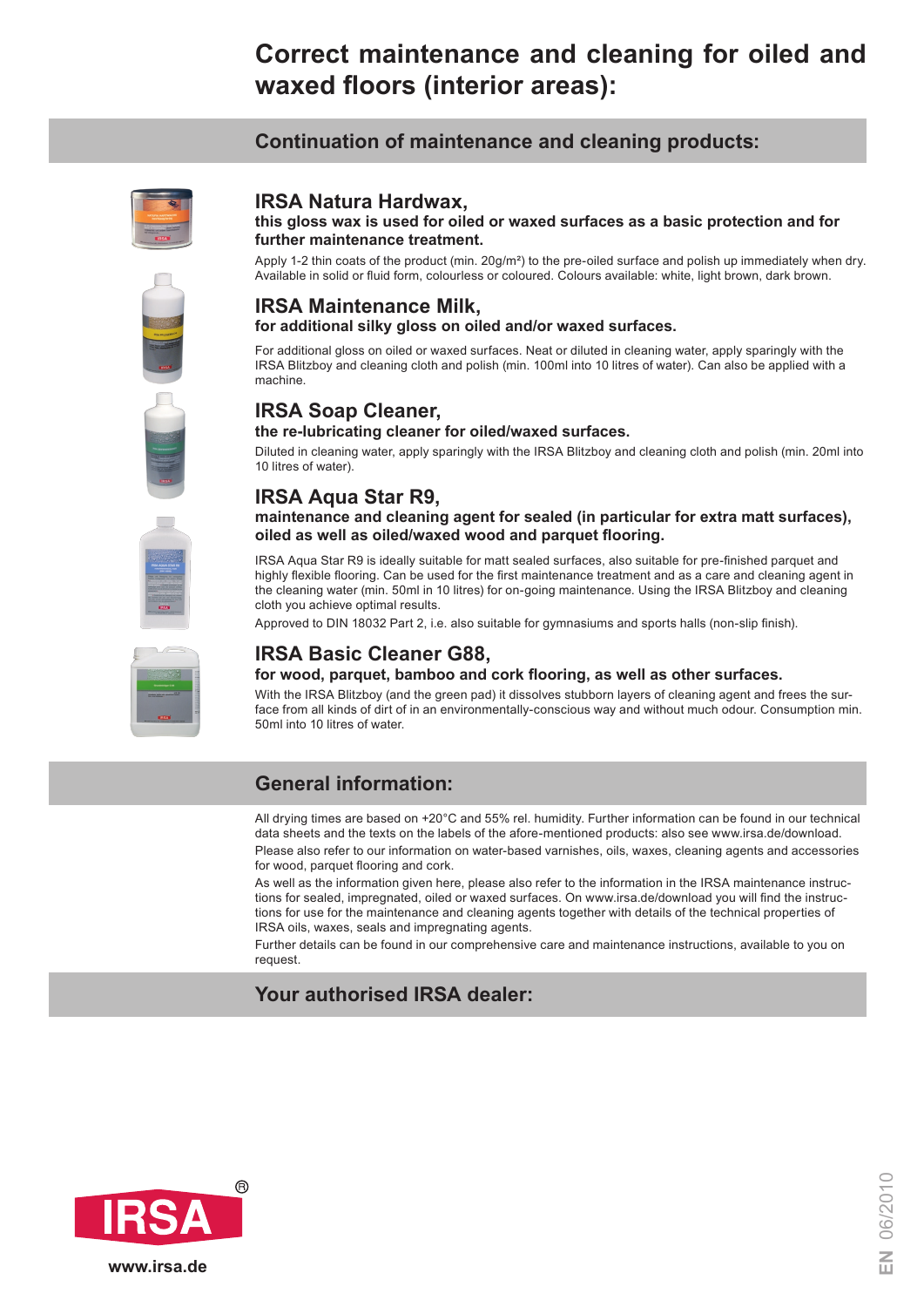# Correct maintenance and cleaning for oiled and waxed floors (interior areas):

## Continuation of maintenance and cleaning products:

### IRSA Natura Hardwax,

**this gloss wax is used for oiled or waxed surfaces as a basic protection and for further maintenance treatment.**

Apply 1-2 thin coats of the product (min. 20g/m²) to the pre-oiled surface and polish up immediately when dry. Available in solid or fluid form, colourless or coloured. Colours available: white, light brown, dark brown.

### IRSA Maintenance Milk,

**for additional silky gloss on oiled and/or waxed surfaces.**

For additional gloss on oiled or waxed surfaces. Neat or diluted in cleaning water, apply sparingly with the IRSA Blitzboy and cleaning cloth and polish (min. 100ml into 10 litres of water). Can also be applied with a machine.

### IRSA Soap Cleaner,

**the re-lubricating cleaner for oiled/waxed surfaces.**

Diluted in cleaning water, apply sparingly with the IRSA Blitzboy and cleaning cloth and polish (min. 20ml into 10 litres of water).

### IRSA Aqua Star R9,

**maintenance and cleaning agent for sealed (in particular for extra matt surfaces), oiled as well as oiled/waxed wood and parquet flooring.**

IRSA Aqua Star R9 is ideally suitable for matt sealed surfaces, also suitable for pre-finished parquet and highly flexible flooring. Can be used for the first maintenance treatment and as a care and cleaning agent in the cleaning water (min. 50ml in 10 litres) for on-going maintenance. Using the IRSA Blitzboy and cleaning cloth you achieve optimal results.

Approved to DIN 18032 Part 2, i.e. also suitable for gymnasiums and sports halls (non-slip finish).

### IRSA Basic Cleaner G88,

**for wood, parquet, bamboo and cork flooring, as well as other surfaces.**

With the IRSA Blitzboy (and the green pad) it dissolves stubborn layers of cleaning agent and frees the surface from all kinds of dirt of in an environmentally-conscious way and without much odour. Consumption min. 50ml into 10 litres of water.

## General information:

All drying times are based on +20°C and 55% rel. humidity. Further information can be found in our technical data sheets and the texts on the labels of the afore-mentioned products: also see www.irsa.de/download.

Please also refer to our information on water-based varnishes, oils, waxes, cleaning agents and accessories for wood, parquet flooring and cork.

As well as the information given here, please also refer to the information in the IRSA maintenance instructions for sealed, impregnated, oiled or waxed surfaces. On www.irsa.de/download you will find the instructions for use for the maintenance and cleaning agents together with details of the technical properties of IRSA oils, waxes, seals and impregnating agents.

Further details can be found in our comprehensive care and maintenance instructions, available to you on request.

## Your authorised IRSA dealer:

IRSA®

www.irsa.de

EN 06/2010